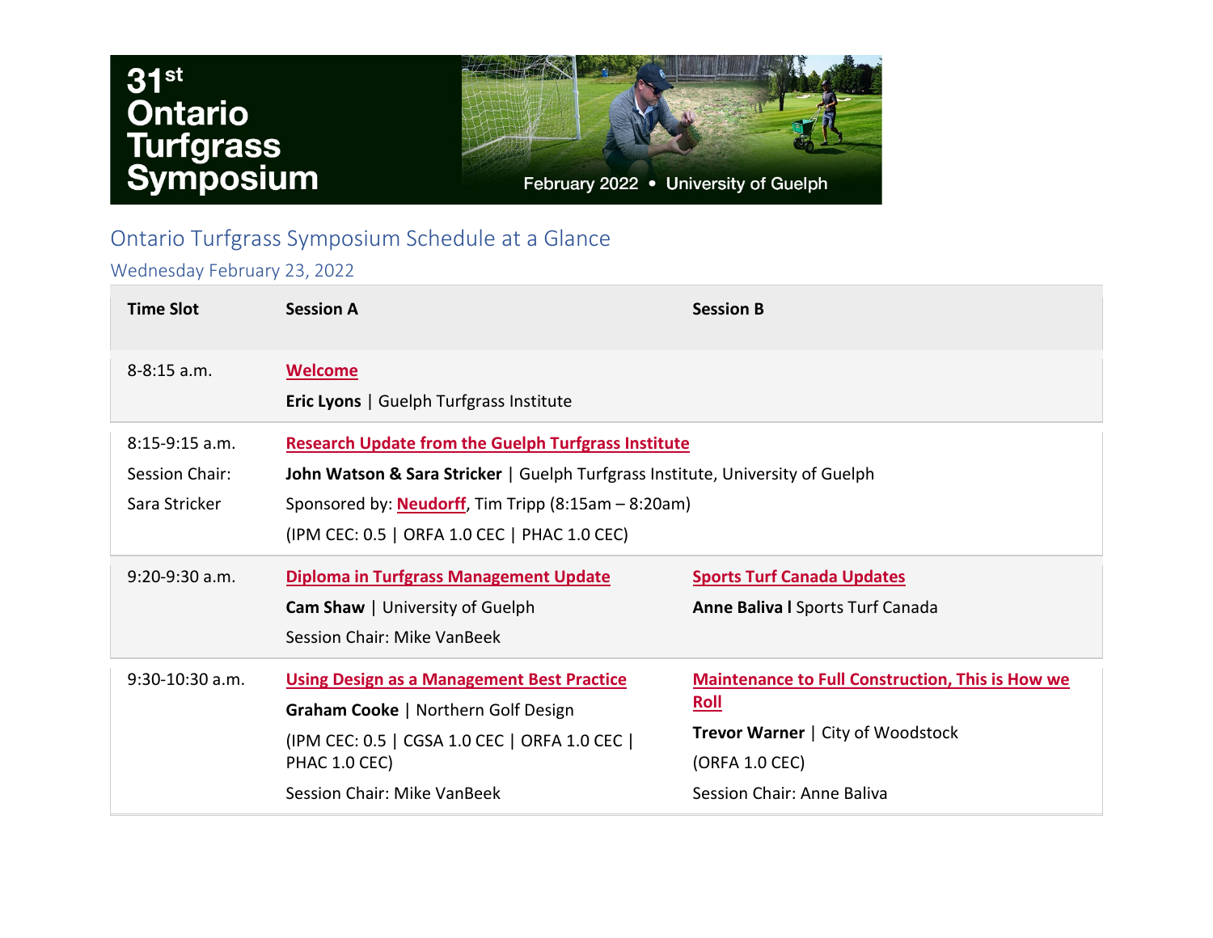# 31st Ontario Turfgrass Symposium

February 2022 • University of Guelph

## Ontario Turfgrass Symposium Schedule at a Glance

### Wednesday February 23, 2022

| Time Slot | Session A | Session B |
|---|---|---|
| 8-8:15 a.m. | **Welcome**<br>**Eric Lyons** \| Guelph Turfgrass Institute | |
| 8:15-9:15 a.m.<br>Session Chair: Sara Stricker | **Research Update from the Guelph Turfgrass Institute**<br>**John Watson & Sara Stricker** \| Guelph Turfgrass Institute, University of Guelph<br>Sponsored by: **Neudorff**, Tim Tripp (8:15am – 8:20am)<br>(IPM CEC: 0.5 \| ORFA 1.0 CEC \| PHAC 1.0 CEC) | |
| 9:20-9:30 a.m. | **Diploma in Turfgrass Management Update**<br>**Cam Shaw** \| University of Guelph<br>Session Chair: Mike VanBeek | **Sports Turf Canada Updates**<br>**Anne Baliva l** Sports Turf Canada |
| 9:30-10:30 a.m. | **Using Design as a Management Best Practice**<br>**Graham Cooke** \| Northern Golf Design<br>(IPM CEC: 0.5 \| CGSA 1.0 CEC \| ORFA 1.0 CEC \| PHAC 1.0 CEC)<br>Session Chair: Mike VanBeek | **Maintenance to Full Construction, This is How we Roll**<br>**Trevor Warner** \| City of Woodstock<br>(ORFA 1.0 CEC)<br>Session Chair: Anne Baliva |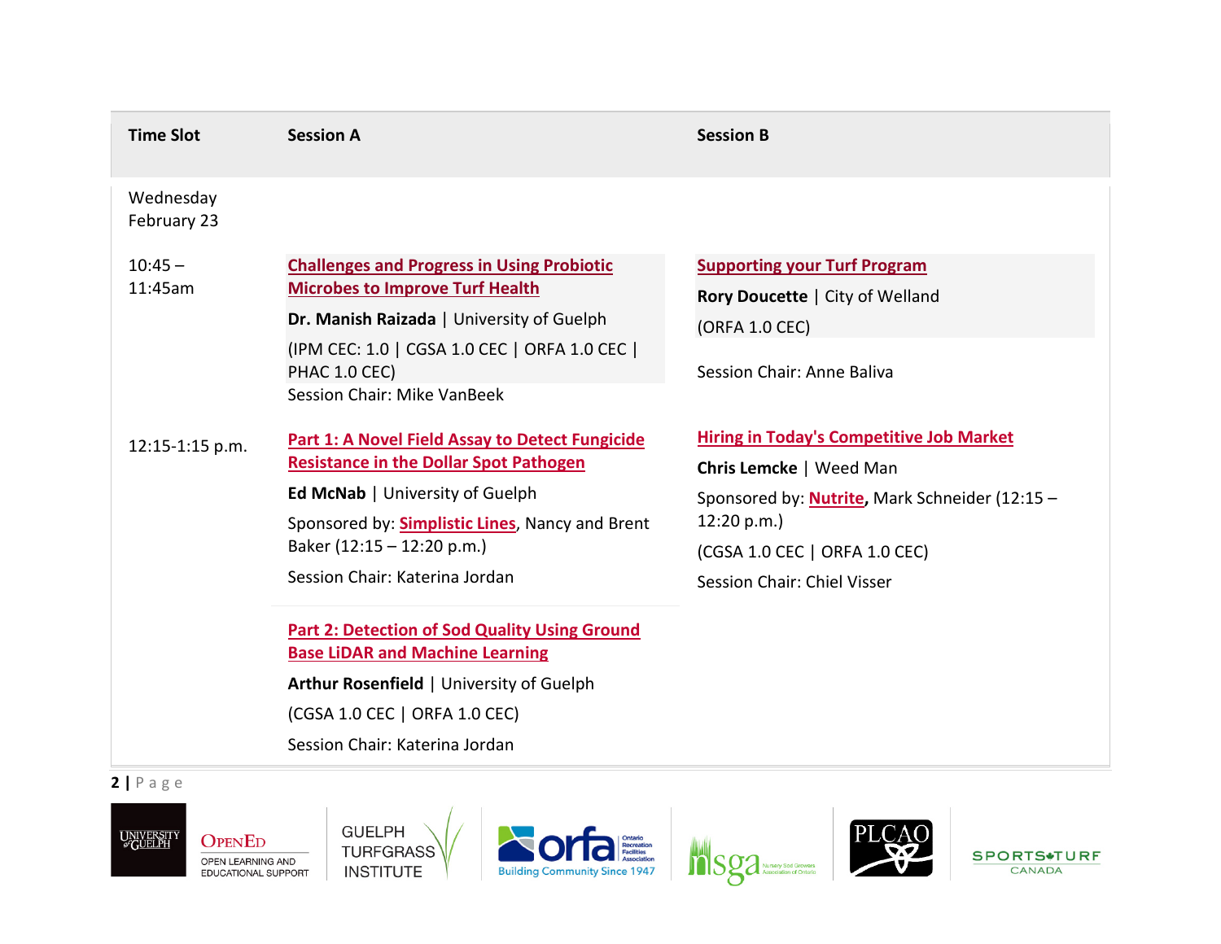| Time Slot | Session A | Session B |
|---|---|---|
| Wednesday February 23 | | |
| 10:45 – 11:45am | **Challenges and Progress in Using Probiotic Microbes to Improve Turf Health**<br>**Dr. Manish Raizada** \| University of Guelph<br>(IPM CEC: 1.0 \| CGSA 1.0 CEC \| ORFA 1.0 CEC \| PHAC 1.0 CEC)<br>Session Chair: Mike VanBeek | **Supporting your Turf Program**<br>**Rory Doucette** \| City of Welland<br>(ORFA 1.0 CEC)<br>Session Chair: Anne Baliva |
| 12:15-1:15 p.m. | **Part 1: A Novel Field Assay to Detect Fungicide Resistance in the Dollar Spot Pathogen**<br>**Ed McNab** \| University of Guelph<br>Sponsored by: **Simplistic Lines**, Nancy and Brent Baker (12:15 – 12:20 p.m.)<br>Session Chair: Katerina Jordan<br><br>**Part 2: Detection of Sod Quality Using Ground Base LiDAR and Machine Learning**<br>**Arthur Rosenfield** \| University of Guelph<br>(CGSA 1.0 CEC \| ORFA 1.0 CEC)<br>Session Chair: Katerina Jordan | **Hiring in Today's Competitive Job Market**<br>**Chris Lemcke** \| Weed Man<br>Sponsored by: **Nutrite**, Mark Schneider (12:15 – 12:20 p.m.)<br>(CGSA 1.0 CEC \| ORFA 1.0 CEC)<br>Session Chair: Chiel Visser |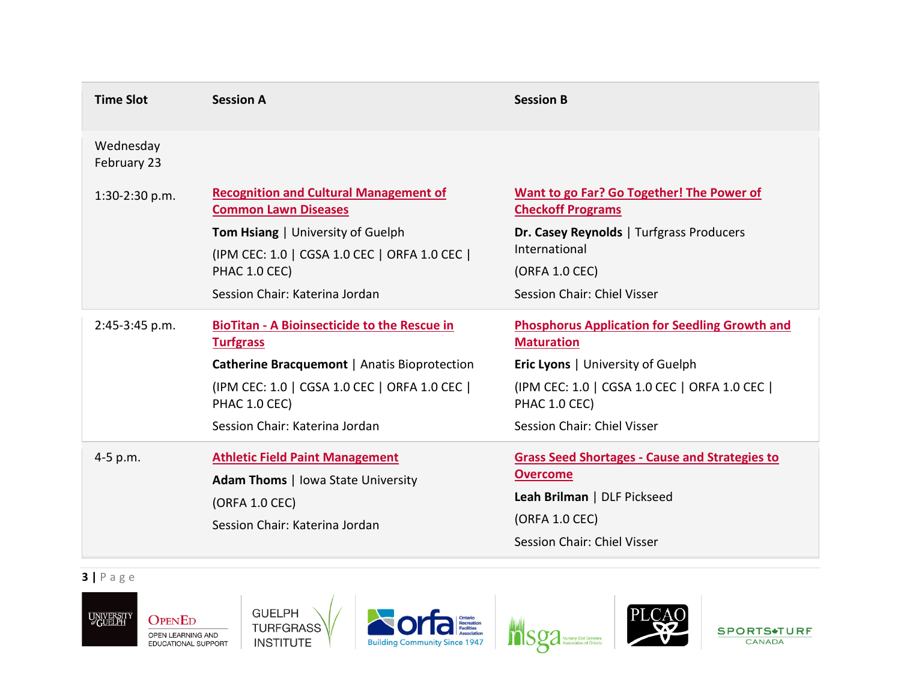| Time Slot | Session A | Session B |
|---|---|---|
| Wednesday February 23 | | |
| 1:30-2:30 p.m. | **Recognition and Cultural Management of Common Lawn Diseases**<br>**Tom Hsiang** \| University of Guelph<br>(IPM CEC: 1.0 \| CGSA 1.0 CEC \| ORFA 1.0 CEC \| PHAC 1.0 CEC)<br>Session Chair: Katerina Jordan | **Want to go Far? Go Together! The Power of Checkoff Programs**<br>**Dr. Casey Reynolds** \| Turfgrass Producers International<br>(ORFA 1.0 CEC)<br>Session Chair: Chiel Visser |
| 2:45-3:45 p.m. | **BioTitan - A Bioinsecticide to the Rescue in Turfgrass**<br>**Catherine Bracquemont** \| Anatis Bioprotection<br>(IPM CEC: 1.0 \| CGSA 1.0 CEC \| ORFA 1.0 CEC \| PHAC 1.0 CEC)<br>Session Chair: Katerina Jordan | **Phosphorus Application for Seedling Growth and Maturation**<br>**Eric Lyons** \| University of Guelph<br>(IPM CEC: 1.0 \| CGSA 1.0 CEC \| ORFA 1.0 CEC \| PHAC 1.0 CEC)<br>Session Chair: Chiel Visser |
| 4-5 p.m. | **Athletic Field Paint Management**<br>**Adam Thoms** \| Iowa State University<br>(ORFA 1.0 CEC)<br>Session Chair: Katerina Jordan | **Grass Seed Shortages - Cause and Strategies to Overcome**<br>**Leah Brilman** \| DLF Pickseed<br>(ORFA 1.0 CEC)<br>Session Chair: Chiel Visser |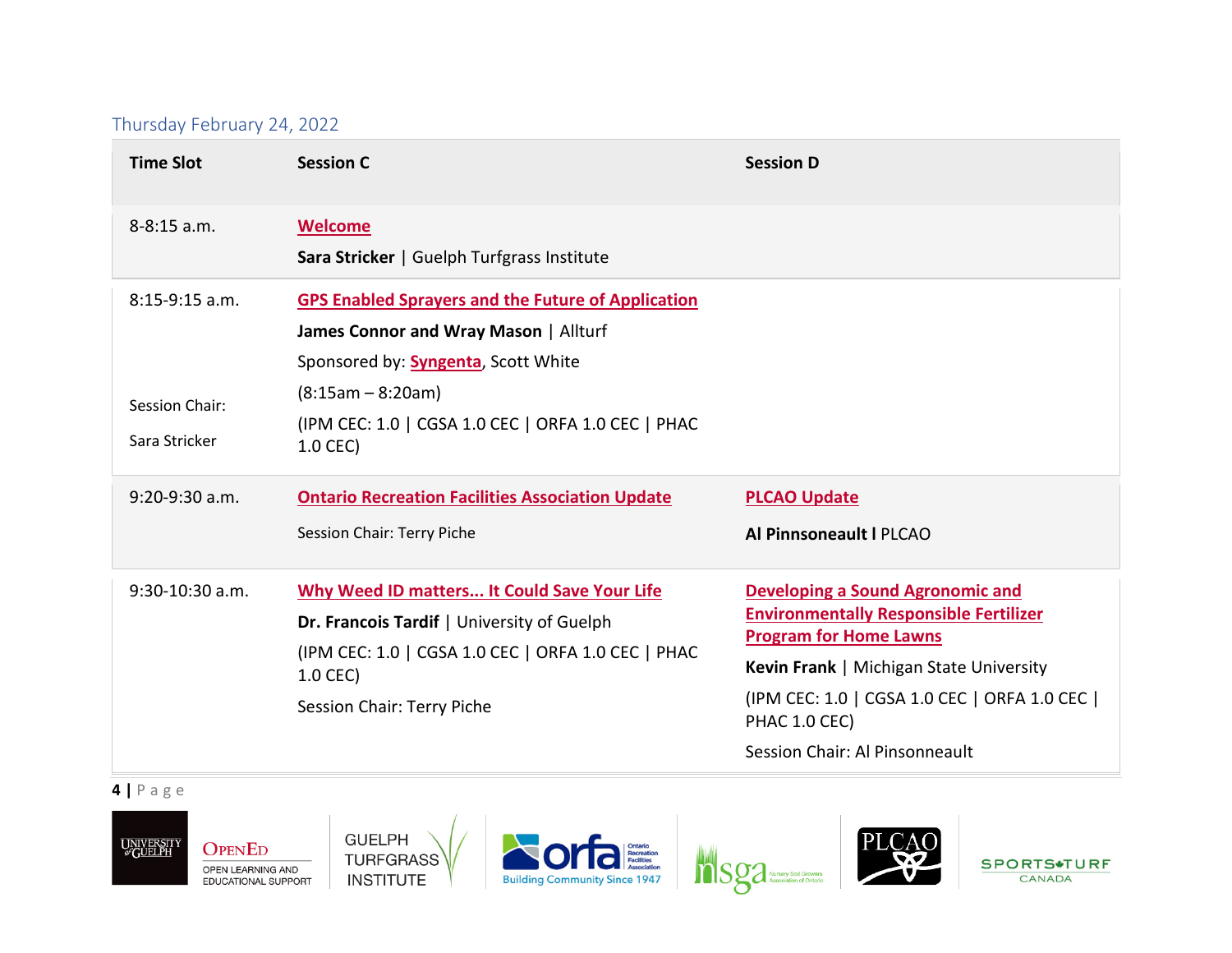Thursday February 24, 2022

| Time Slot | Session C | Session D |
| --- | --- | --- |
| 8-8:15 a.m. | **Welcome**<br>**Sara Stricker** \| Guelph Turfgrass Institute | |
| 8:15-9:15 a.m.<br><br>Session Chair:<br>Sara Stricker | **GPS Enabled Sprayers and the Future of Application**<br>**James Connor and Wray Mason** \| Allturf<br>Sponsored by: **Syngenta**, Scott White<br>(8:15am – 8:20am)<br>(IPM CEC: 1.0 \| CGSA 1.0 CEC \| ORFA 1.0 CEC \| PHAC 1.0 CEC) | |
| 9:20-9:30 a.m. | **Ontario Recreation Facilities Association Update**<br>Session Chair: Terry Piche | **PLCAO Update**<br>**Al Pinnsoneault l** PLCAO |
| 9:30-10:30 a.m. | **Why Weed ID matters... It Could Save Your Life**<br>**Dr. Francois Tardif** \| University of Guelph<br>(IPM CEC: 1.0 \| CGSA 1.0 CEC \| ORFA 1.0 CEC \| PHAC 1.0 CEC)<br>Session Chair: Terry Piche | **Developing a Sound Agronomic and Environmentally Responsible Fertilizer Program for Home Lawns**<br>**Kevin Frank** \| Michigan State University<br>(IPM CEC: 1.0 \| CGSA 1.0 CEC \| ORFA 1.0 CEC \| PHAC 1.0 CEC)<br>Session Chair: Al Pinsonneault |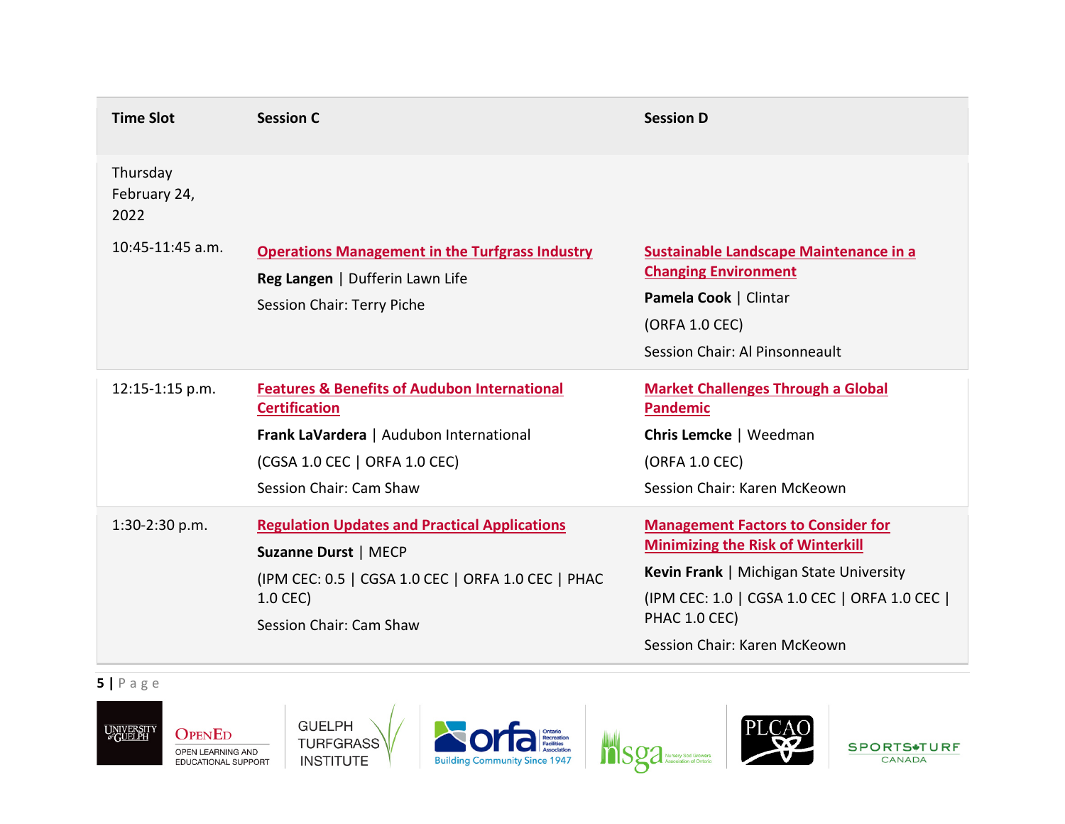| Time Slot | Session C | Session D |
|---|---|---|
| Thursday February 24, 2022 | | |
| 10:45-11:45 a.m. | **Operations Management in the Turfgrass Industry**<br>**Reg Langen** \| Dufferin Lawn Life<br>Session Chair: Terry Piche | **Sustainable Landscape Maintenance in a Changing Environment**<br>**Pamela Cook** \| Clintar<br>(ORFA 1.0 CEC)<br>Session Chair: Al Pinsonneault |
| 12:15-1:15 p.m. | **Features & Benefits of Audubon International Certification**<br>**Frank LaVardera** \| Audubon International<br>(CGSA 1.0 CEC \| ORFA 1.0 CEC)<br>Session Chair: Cam Shaw | **Market Challenges Through a Global Pandemic**<br>**Chris Lemcke** \| Weedman<br>(ORFA 1.0 CEC)<br>Session Chair: Karen McKeown |
| 1:30-2:30 p.m. | **Regulation Updates and Practical Applications**<br>**Suzanne Durst** \| MECP<br>(IPM CEC: 0.5 \| CGSA 1.0 CEC \| ORFA 1.0 CEC \| PHAC 1.0 CEC)<br>Session Chair: Cam Shaw | **Management Factors to Consider for Minimizing the Risk of Winterkill**<br>**Kevin Frank** \| Michigan State University<br>(IPM CEC: 1.0 \| CGSA 1.0 CEC \| ORFA 1.0 CEC \| PHAC 1.0 CEC)<br>Session Chair: Karen McKeown |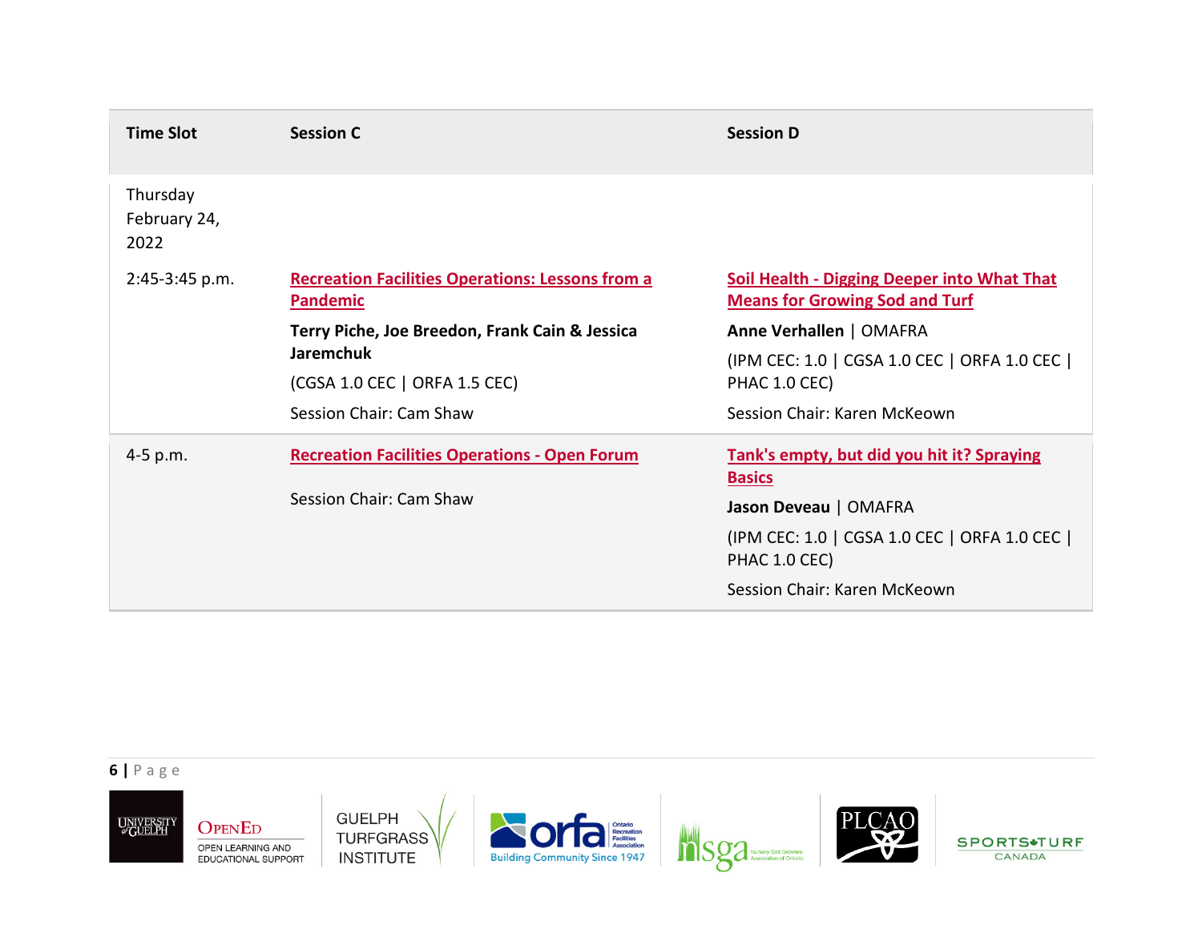| Time Slot | Session C | Session D |
|---|---|---|
| Thursday February 24, 2022 | | |
| 2:45-3:45 p.m. | **Recreation Facilities Operations: Lessons from a Pandemic**<br>**Terry Piche, Joe Breedon, Frank Cain & Jessica Jaremchuk**<br>(CGSA 1.0 CEC \| ORFA 1.5 CEC)<br>Session Chair: Cam Shaw | **Soil Health - Digging Deeper into What That Means for Growing Sod and Turf**<br>**Anne Verhallen** \| OMAFRA<br>(IPM CEC: 1.0 \| CGSA 1.0 CEC \| ORFA 1.0 CEC \| PHAC 1.0 CEC)<br>Session Chair: Karen McKeown |
| 4-5 p.m. | **Recreation Facilities Operations - Open Forum**<br>Session Chair: Cam Shaw | **Tank's empty, but did you hit it? Spraying Basics**<br>**Jason Deveau** \| OMAFRA<br>(IPM CEC: 1.0 \| CGSA 1.0 CEC \| ORFA 1.0 CEC \| PHAC 1.0 CEC)<br>Session Chair: Karen McKeown |